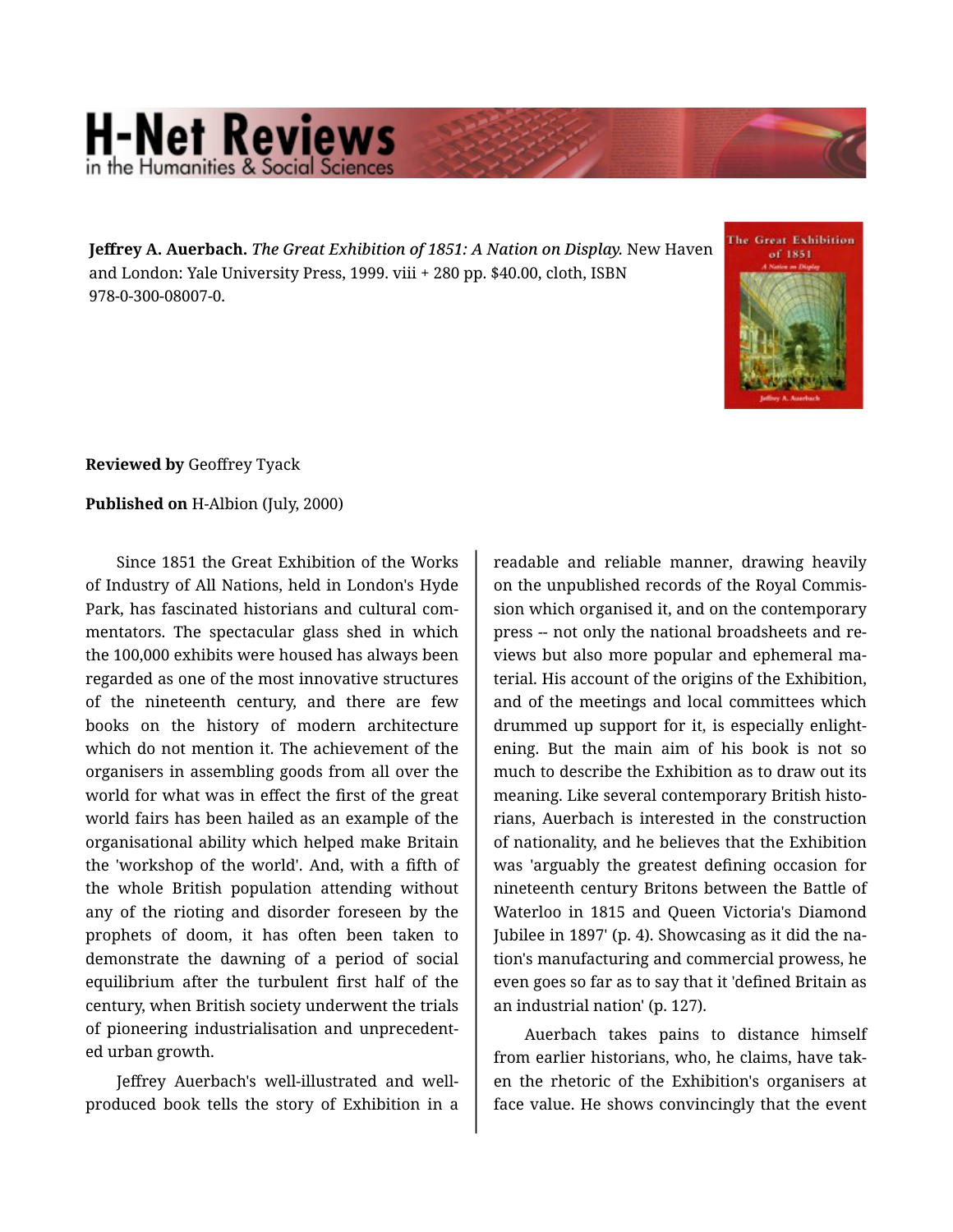**Jeffrey A. Auerbach.** *The Great Exhibition of 1851: A Nation on Display.* New Haven and London: Yale University Press, 1999. viii + 280 pp. $40.00, cloth, ISBN 978-0-300-08007-0.

**Reviewed by** Geoffrey Tyack

**Published on** H-Albion (July, 2000)

Since 1851 the Great Exhibition of the Works of Industry of All Nations, held in London's Hyde Park, has fascinated historians and cultural commentators. The spectacular glass shed in which the 100,000 exhibits were housed has always been regarded as one of the most innovative structures of the nineteenth century, and there are few books on the history of modern architecture which do not mention it. The achievement of the organisers in assembling goods from all over the world for what was in effect the first of the great world fairs has been hailed as an example of the organisational ability which helped make Britain the 'workshop of the world'. And, with a fifth of the whole British population attending without any of the rioting and disorder foreseen by the prophets of doom, it has often been taken to demonstrate the dawning of a period of social equilibrium after the turbulent first half of the century, when British society underwent the trials of pioneering industrialisation and unprecedented urban growth.

Jeffrey Auerbach's well-illustrated and well-produced book tells the story of Exhibition in a readable and reliable manner, drawing heavily on the unpublished records of the Royal Commission which organised it, and on the contemporary press -- not only the national broadsheets and reviews but also more popular and ephemeral material. His account of the origins of the Exhibition, and of the meetings and local committees which drummed up support for it, is especially enlightening. But the main aim of his book is not so much to describe the Exhibition as to draw out its meaning. Like several contemporary British historians, Auerbach is interested in the construction of nationality, and he believes that the Exhibition was 'arguably the greatest defining occasion for nineteenth century Britons between the Battle of Waterloo in 1815 and Queen Victoria's Diamond Jubilee in 1897' (p. 4). Showcasing as it did the nation's manufacturing and commercial prowess, he even goes so far as to say that it 'defined Britain as an industrial nation' (p. 127).

Auerbach takes pains to distance himself from earlier historians, who, he claims, have taken the rhetoric of the Exhibition's organisers at face value. He shows convincingly that the event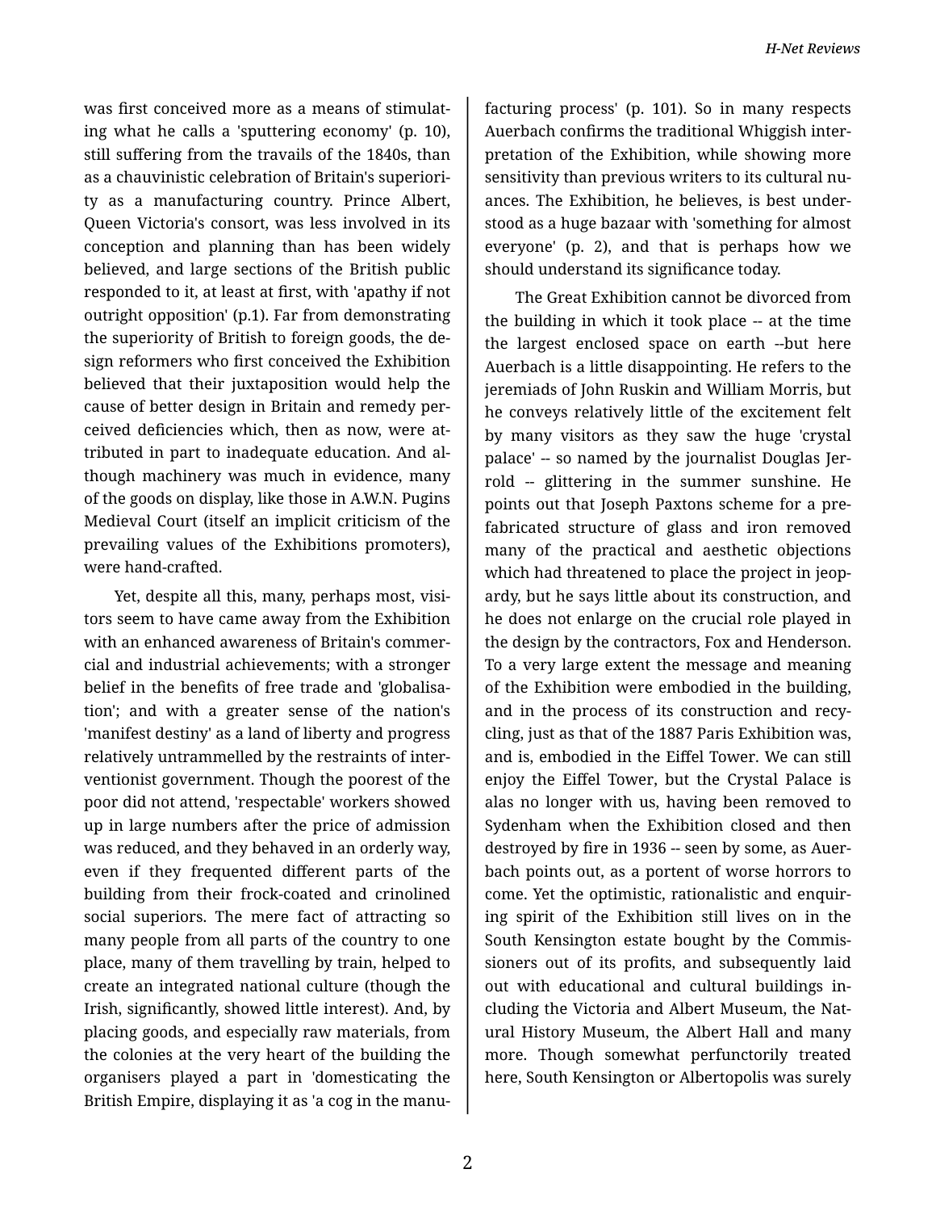was first conceived more as a means of stimulating what he calls a 'sputtering economy' (p. 10), still suffering from the travails of the 1840s, than as a chauvinistic celebration of Britain's superiority as a manufacturing country. Prince Albert, Queen Victoria's consort, was less involved in its conception and planning than has been widely believed, and large sections of the British public responded to it, at least at first, with 'apathy if not outright opposition' (p.1). Far from demonstrating the superiority of British to foreign goods, the design reformers who first conceived the Exhibition believed that their juxtaposition would help the cause of better design in Britain and remedy perceived deficiencies which, then as now, were attributed in part to inadequate education. And although machinery was much in evidence, many of the goods on display, like those in A.W.N. Pugins Medieval Court (itself an implicit criticism of the prevailing values of the Exhibitions promoters), were hand-crafted.

Yet, despite all this, many, perhaps most, visitors seem to have came away from the Exhibition with an enhanced awareness of Britain's commercial and industrial achievements; with a stronger belief in the benefits of free trade and 'globalisation'; and with a greater sense of the nation's 'manifest destiny' as a land of liberty and progress relatively untrammelled by the restraints of interventionist government. Though the poorest of the poor did not attend, 'respectable' workers showed up in large numbers after the price of admission was reduced, and they behaved in an orderly way, even if they frequented different parts of the building from their frock-coated and crinolined social superiors. The mere fact of attracting so many people from all parts of the country to one place, many of them travelling by train, helped to create an integrated national culture (though the Irish, significantly, showed little interest). And, by placing goods, and especially raw materials, from the colonies at the very heart of the building the organisers played a part in 'domesticating the British Empire, displaying it as 'a cog in the manufacturing process' (p. 101). So in many respects Auerbach confirms the traditional Whiggish interpretation of the Exhibition, while showing more sensitivity than previous writers to its cultural nuances. The Exhibition, he believes, is best understood as a huge bazaar with 'something for almost everyone' (p. 2), and that is perhaps how we should understand its significance today.

The Great Exhibition cannot be divorced from the building in which it took place -- at the time the largest enclosed space on earth --but here Auerbach is a little disappointing. He refers to the jeremiads of John Ruskin and William Morris, but he conveys relatively little of the excitement felt by many visitors as they saw the huge 'crystal palace' -- so named by the journalist Douglas Jerrold -- glittering in the summer sunshine. He points out that Joseph Paxtons scheme for a prefabricated structure of glass and iron removed many of the practical and aesthetic objections which had threatened to place the project in jeopardy, but he says little about its construction, and he does not enlarge on the crucial role played in the design by the contractors, Fox and Henderson. To a very large extent the message and meaning of the Exhibition were embodied in the building, and in the process of its construction and recycling, just as that of the 1887 Paris Exhibition was, and is, embodied in the Eiffel Tower. We can still enjoy the Eiffel Tower, but the Crystal Palace is alas no longer with us, having been removed to Sydenham when the Exhibition closed and then destroyed by fire in 1936 -- seen by some, as Auerbach points out, as a portent of worse horrors to come. Yet the optimistic, rationalistic and enquiring spirit of the Exhibition still lives on in the South Kensington estate bought by the Commissioners out of its profits, and subsequently laid out with educational and cultural buildings including the Victoria and Albert Museum, the Natural History Museum, the Albert Hall and many more. Though somewhat perfunctorily treated here, South Kensington or Albertopolis was surely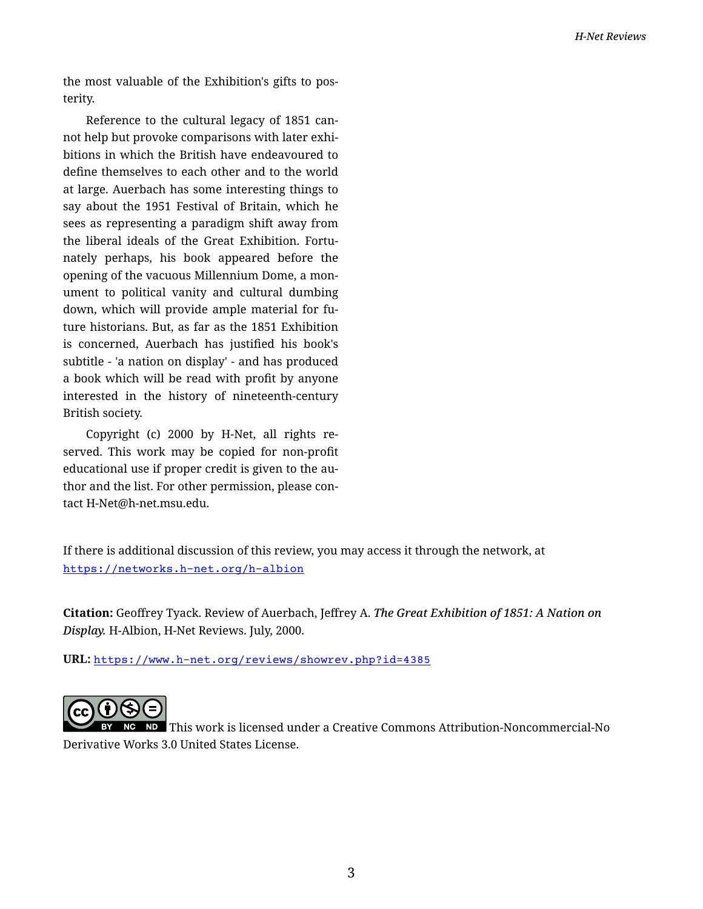the most valuable of the Exhibition's gifts to posterity.

Reference to the cultural legacy of 1851 cannot help but provoke comparisons with later exhibitions in which the British have endeavoured to define themselves to each other and to the world at large. Auerbach has some interesting things to say about the 1951 Festival of Britain, which he sees as representing a paradigm shift away from the liberal ideals of the Great Exhibition. Fortunately perhaps, his book appeared before the opening of the vacuous Millennium Dome, a monument to political vanity and cultural dumbing down, which will provide ample material for future historians. But, as far as the 1851 Exhibition is concerned, Auerbach has justified his book's subtitle - 'a nation on display' - and has produced a book which will be read with profit by anyone interested in the history of nineteenth-century British society.

Copyright (c) 2000 by H-Net, all rights reserved. This work may be copied for non-profit educational use if proper credit is given to the author and the list. For other permission, please contact H-Net@h-net.msu.edu.

If there is additional discussion of this review, you may access it through the network, at https://networks.h-net.org/h-albion

**Citation:** Geoffrey Tyack. Review of Auerbach, Jeffrey A. *The Great Exhibition of 1851: A Nation on Display.* H-Albion, H-Net Reviews. July, 2000.

**URL:** https://www.h-net.org/reviews/showrev.php?id=4385

This work is licensed under a Creative Commons Attribution-Noncommercial-No Derivative Works 3.0 United States License.